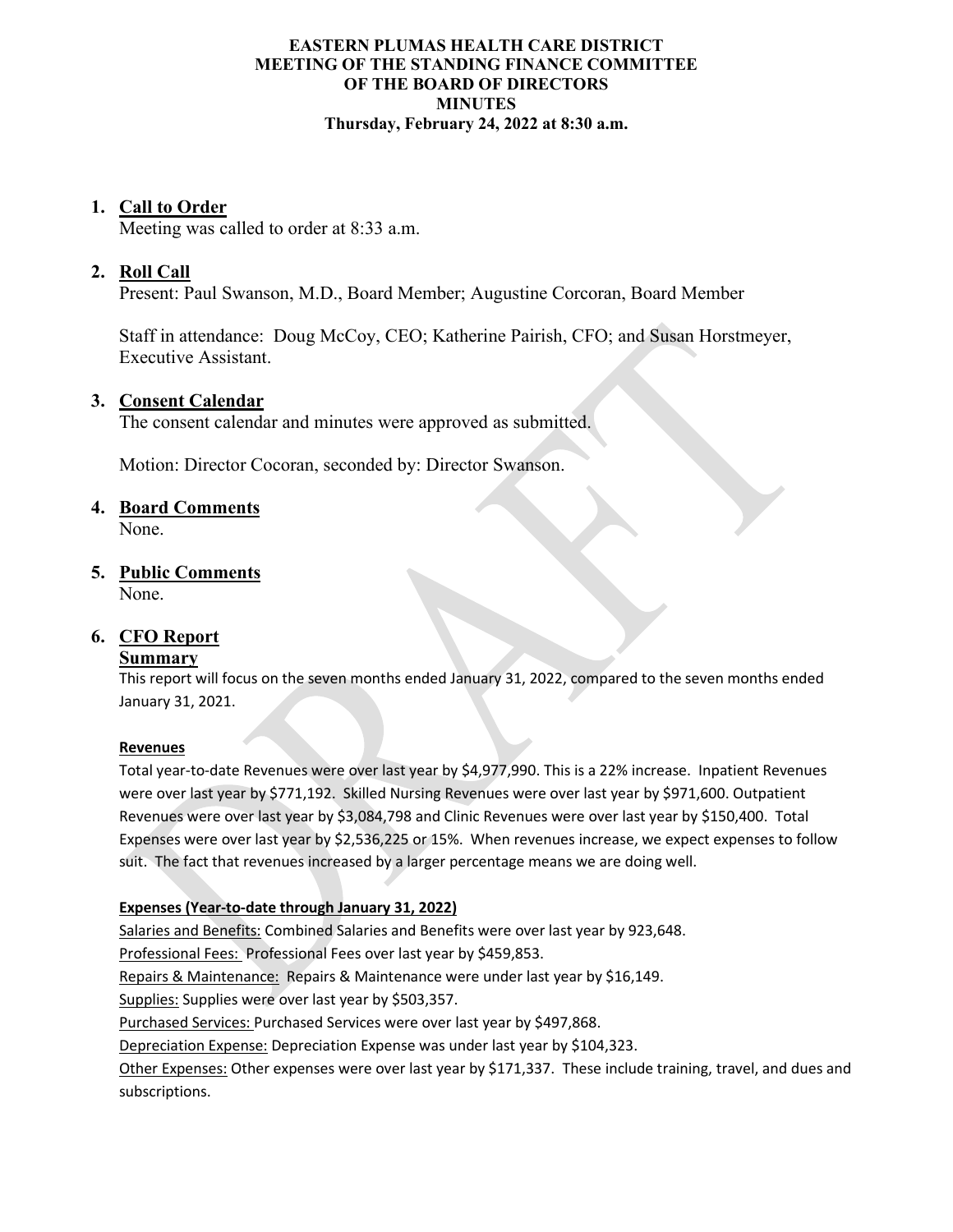**EASTERN PLUMAS HEALTH CARE DISTRICT**
**MEETING OF THE STANDING FINANCE COMMITTEE**
**OF THE BOARD OF DIRECTORS**
**MINUTES**
**Thursday, February 24, 2022 at 8:30 a.m.**

1. **Call to Order**
   Meeting was called to order at 8:33 a.m.

2. **Roll Call**
   Present: Paul Swanson, M.D., Board Member; Augustine Corcoran, Board Member

   Staff in attendance: Doug McCoy, CEO; Katherine Pairish, CFO; and Susan Horstmeyer, Executive Assistant.

3. **Consent Calendar**
   The consent calendar and minutes were approved as submitted.

   Motion: Director Cocoran, seconded by: Director Swanson.

4. **Board Comments**
   None.

5. **Public Comments**
   None.

6. **CFO Report**

   **Summary**

   This report will focus on the seven months ended January 31, 2022, compared to the seven months ended January 31, 2021.

   **Revenues**

   Total year-to-date Revenues were over last year by $4,977,990. This is a 22% increase. Inpatient Revenues were over last year by $771,192. Skilled Nursing Revenues were over last year by $971,600. Outpatient Revenues were over last year by $3,084,798 and Clinic Revenues were over last year by $150,400. Total Expenses were over last year by $2,536,225 or 15%. When revenues increase, we expect expenses to follow suit. The fact that revenues increased by a larger percentage means we are doing well.

   **Expenses (Year-to-date through January 31, 2022)**

   Salaries and Benefits: Combined Salaries and Benefits were over last year by 923,648.
   Professional Fees: Professional Fees over last year by $459,853.
   Repairs & Maintenance: Repairs & Maintenance were under last year by $16,149.
   Supplies: Supplies were over last year by $503,357.
   Purchased Services: Purchased Services were over last year by $497,868.
   Depreciation Expense: Depreciation Expense was under last year by $104,323.
   Other Expenses: Other expenses were over last year by $171,337. These include training, travel, and dues and subscriptions.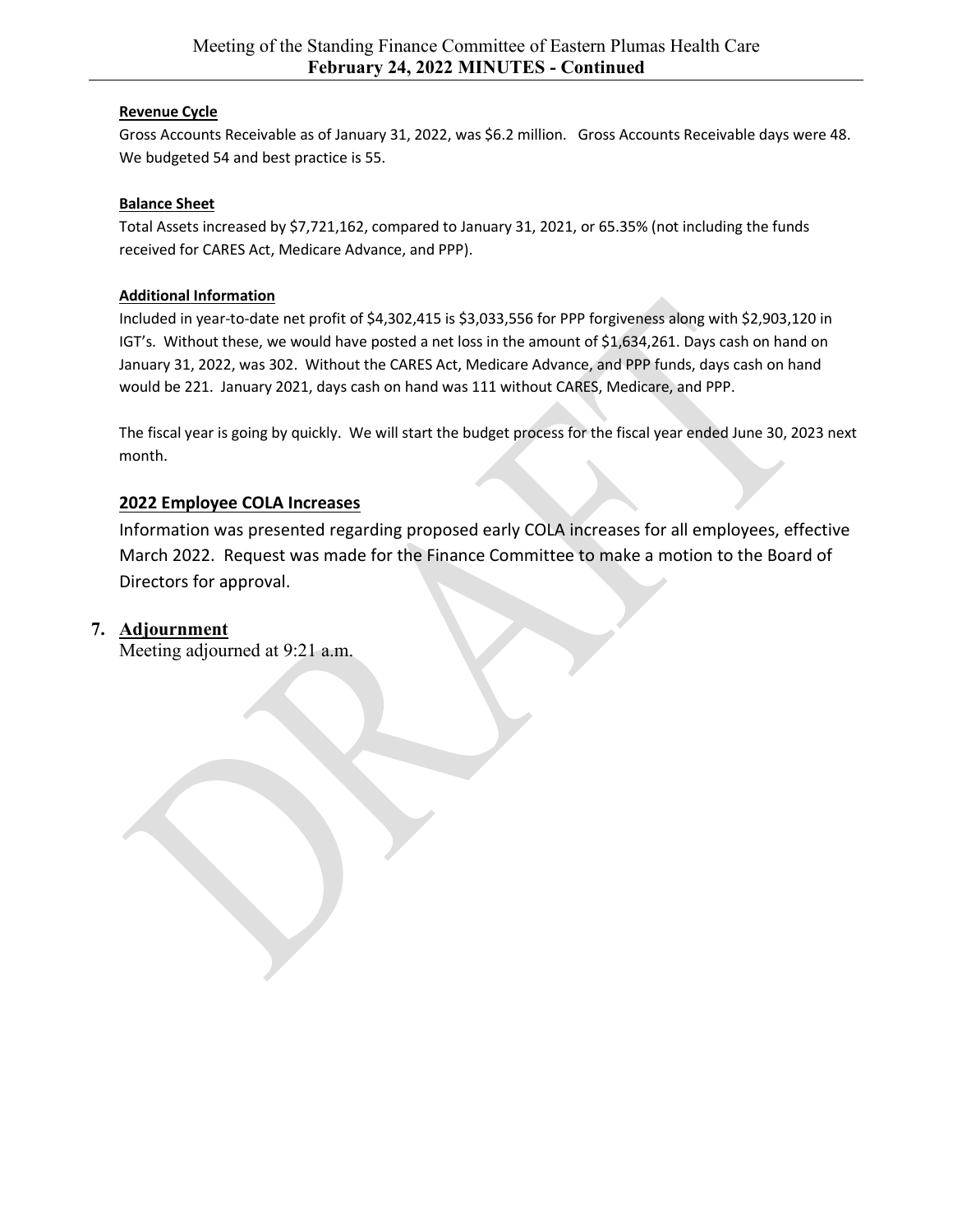#### Revenue Cycle

Gross Accounts Receivable as of January 31, 2022, was $6.2 million. Gross Accounts Receivable days were 48. We budgeted 54 and best practice is 55.

#### Balance Sheet

Total Assets increased by $7,721,162, compared to January 31, 2021, or 65.35% (not including the funds received for CARES Act, Medicare Advance, and PPP).

#### Additional Information

Included in year-to-date net profit of $4,302,415 is $3,033,556 for PPP forgiveness along with $2,903,120 in IGT's. Without these, we would have posted a net loss in the amount of $1,634,261. Days cash on hand on January 31, 2022, was 302. Without the CARES Act, Medicare Advance, and PPP funds, days cash on hand would be 221. January 2021, days cash on hand was 111 without CARES, Medicare, and PPP.

The fiscal year is going by quickly. We will start the budget process for the fiscal year ended June 30, 2023 next month.

### 2022 Employee COLA Increases

Information was presented regarding proposed early COLA increases for all employees, effective March 2022. Request was made for the Finance Committee to make a motion to the Board of Directors for approval.

## 7. Adjournment

Meeting adjourned at 9:21 a.m.